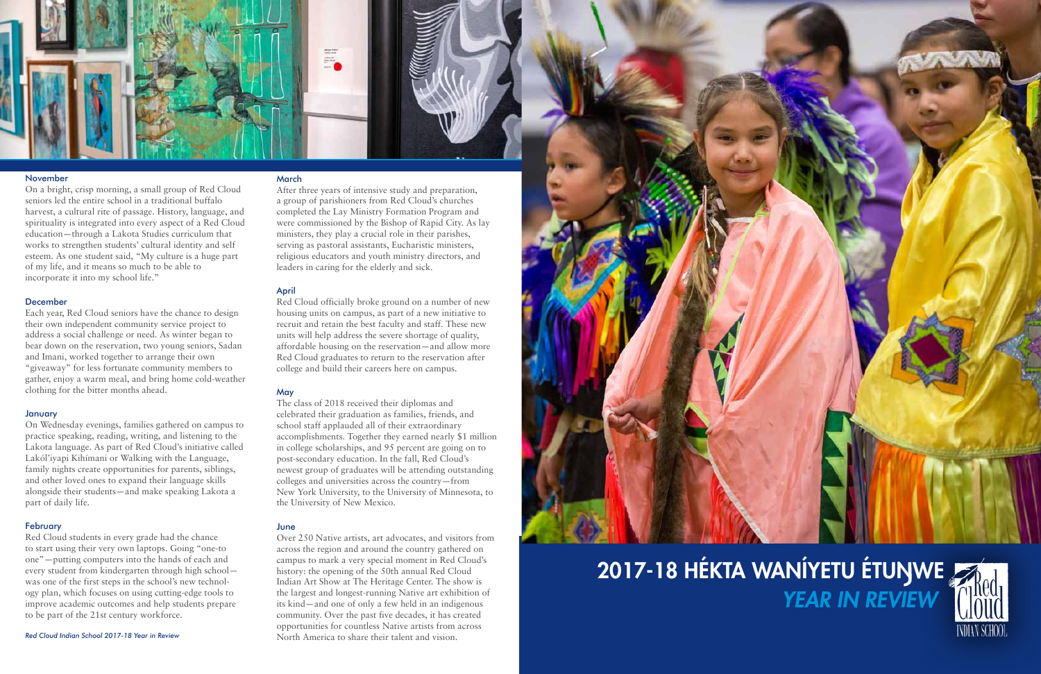## November

On a bright, crisp morning, a small group of Red Cloud seniors led the entire school in a traditional buffalo harvest, a cultural rite of passage. History, language, and spirituality is integrated into every aspect of a Red Cloud education—through a Lakota Studies curriculum that works to strengthen students' cultural identity and self esteem. As one student said, "My culture is a huge part of my life, and it means so much to be able to incorporate it into my school life."

## December

Each year, Red Cloud seniors have the chance to design their own independent community service project to address a social challenge or need. As winter began to bear down on the reservation, two young seniors, Sadan and Imani, worked together to arrange their own "giveaway" for less fortunate community members to gather, enjoy a warm meal, and bring home cold-weather clothing for the bitter months ahead.

## January

On Wednesday evenings, families gathered on campus to practice speaking, reading, writing, and listening to the Lakota language. As part of Red Cloud's initiative called Lakól'iyapi Kihímani or Walking with the Language, family nights create opportunities for parents, siblings, and other loved ones to expand their language skills alongside their students—and make speaking Lakota a part of daily life.

## February

Red Cloud students in every grade had the chance to start using their very own laptops. Going "one-to one"—putting computers into the hands of each and every student from kindergarten through high school—was one of the first steps in the school's new technology plan, which focuses on using cutting-edge tools to improve academic outcomes and help students prepare to be part of the 21st century workforce.

## March

After three years of intensive study and preparation, a group of parishioners from Red Cloud's churches completed the Lay Ministry Formation Program and were commissioned by the Bishop of Rapid City. As lay ministers, they play a crucial role in their parishes, serving as pastoral assistants, Eucharistic ministers, religious educators and youth ministry directors, and leaders in caring for the elderly and sick.

## April

Red Cloud officially broke ground on a number of new housing units on campus, as part of a new initiative to recruit and retain the best faculty and staff. These new units will help address the severe shortage of quality, affordable housing on the reservation—and allow more Red Cloud graduates to return to the reservation after college and build their careers here on campus.

## May

The class of 2018 received their diplomas and celebrated their graduation as families, friends, and school staff applauded all of their extraordinary accomplishments. Together they earned nearly $1 million in college scholarships, and 95 percent are going on to post-secondary education. In the fall, Red Cloud's newest group of graduates will be attending outstanding colleges and universities across the country—from New York University, to the University of Minnesota, to the University of New Mexico.

## June

Over 250 Native artists, art advocates, and visitors from across the region and around the country gathered on campus to mark a very special moment in Red Cloud's history: the opening of the 50th annual Red Cloud Indian Art Show at The Heritage Center. The show is the largest and longest-running Native art exhibition of its kind—and one of only a few held in an indigenous community. Over the past five decades, it has created opportunities for countless Native artists from across North America to share their talent and vision.

*Red Cloud Indian School 2017-18 Year in Review*

# 2017-18 HÉKTA WANÍYETU ÉTUŊWE

## *YEAR IN REVIEW*

Red Cloud INDIAN SCHOOL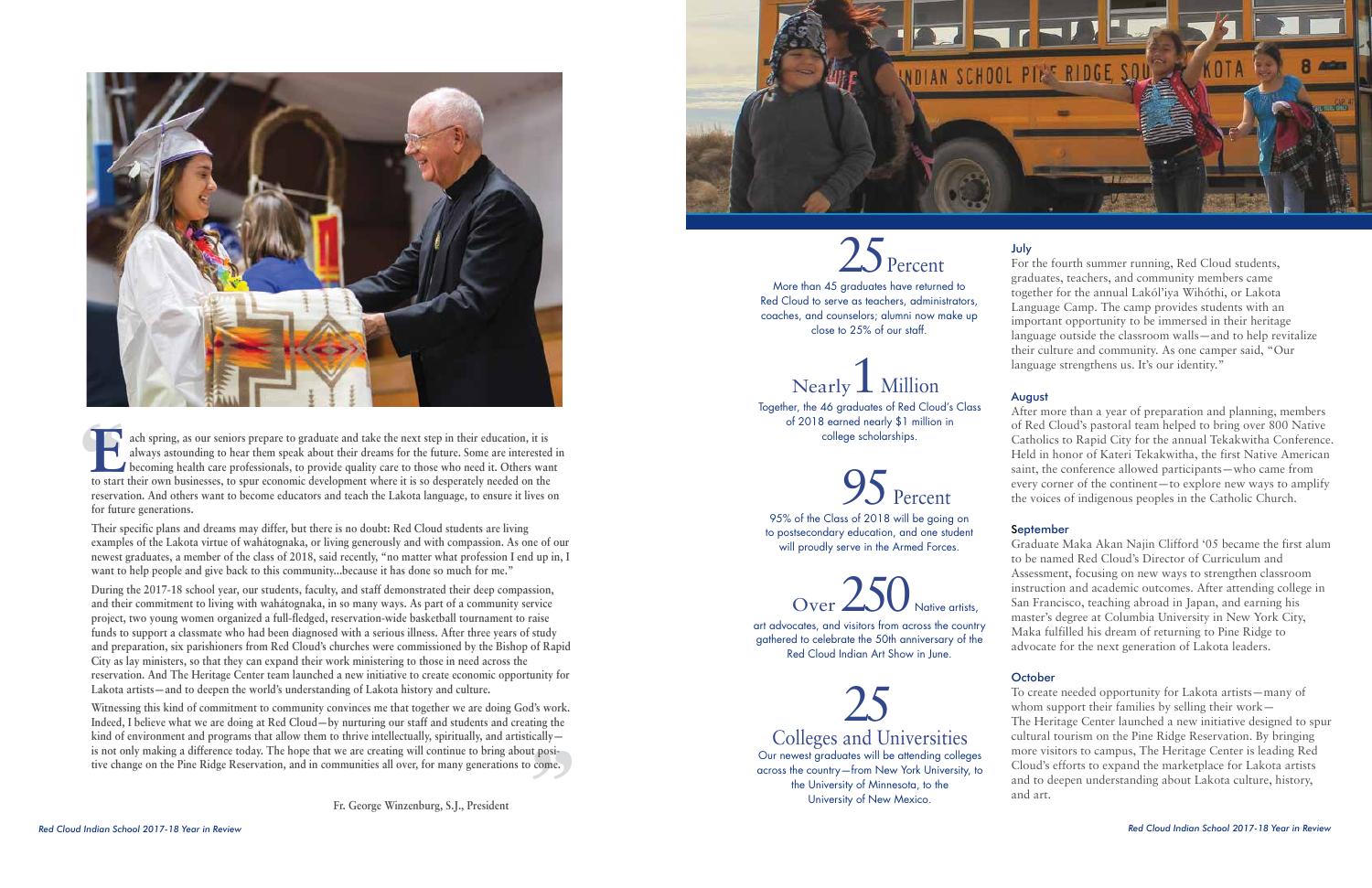Each spring, as our seniors prepare to graduate and take the next step in their education, it is always astounding to hear them speak about their dreams for the future. Some are interested in becoming health care professionals, to provide quality care to those who need it. Others want to start their own businesses, to spur economic development where it is so desperately needed on the reservation. And others want to become educators and teach the Lakota language, to ensure it lives on for future generations.

Their specific plans and dreams may differ, but there is no doubt: Red Cloud students are living examples of the Lakota virtue of wahátognaka, or living generously and with compassion. As one of our newest graduates, a member of the class of 2018, said recently, "no matter what profession I end up in, I want to help people and give back to this community...because it has done so much for me."

During the 2017-18 school year, our students, faculty, and staff demonstrated their deep compassion, and their commitment to living with wahátognaka, in so many ways. As part of a community service project, two young women organized a full-fledged, reservation-wide basketball tournament to raise funds to support a classmate who had been diagnosed with a serious illness. After three years of study and preparation, six parishioners from Red Cloud's churches were commissioned by the Bishop of Rapid City as lay ministers, so that they can expand their work ministering to those in need across the reservation. And The Heritage Center team launched a new initiative to create economic opportunity for Lakota artists—and to deepen the world's understanding of Lakota history and culture.

Witnessing this kind of commitment to community convinces me that together we are doing God's work. Indeed, I believe what we are doing at Red Cloud—by nurturing our staff and students and creating the kind of environment and programs that allow them to thrive intellectually, spiritually, and artistically—is not only making a difference today. The hope that we are creating will continue to bring about positive change on the Pine Ridge Reservation, and in communities all over, for many generations to come.

Fr. George Winzenburg, S.J., President

## 25 Percent

More than 45 graduates have returned to Red Cloud to serve as teachers, administrators, coaches, and counselors; alumni now make up close to 25% of our staff.

## Nearly 1 Million

Together, the 46 graduates of Red Cloud's Class of 2018 earned nearly $1 million in college scholarships.

## 95 Percent

95% of the Class of 2018 will be going on to postsecondary education, and one student will proudly serve in the Armed Forces.

## Over 250 Native artists,

art advocates, and visitors from across the country gathered to celebrate the 50th anniversary of the Red Cloud Indian Art Show in June.

## 25 Colleges and Universities

Our newest graduates will be attending colleges across the country—from New York University, to the University of Minnesota, to the University of New Mexico.

### July

For the fourth summer running, Red Cloud students, graduates, teachers, and community members came together for the annual Lakól'iya Wihóthi, or Lakota Language Camp. The camp provides students with an important opportunity to be immersed in their heritage language outside the classroom walls—and to help revitalize their culture and community. As one camper said, "Our language strengthens us. It's our identity."

### August

After more than a year of preparation and planning, members of Red Cloud's pastoral team helped to bring over 800 Native Catholics to Rapid City for the annual Tekakwitha Conference. Held in honor of Kateri Tekakwitha, the first Native American saint, the conference allowed participants—who came from every corner of the continent—to explore new ways to amplify the voices of indigenous peoples in the Catholic Church.

### September

Graduate Maka Akan Najin Clifford '05 became the first alum to be named Red Cloud's Director of Curriculum and Assessment, focusing on new ways to strengthen classroom instruction and academic outcomes. After attending college in San Francisco, teaching abroad in Japan, and earning his master's degree at Columbia University in New York City, Maka fulfilled his dream of returning to Pine Ridge to advocate for the next generation of Lakota leaders.

### October

To create needed opportunity for Lakota artists—many of whom support their families by selling their work—The Heritage Center launched a new initiative designed to spur cultural tourism on the Pine Ridge Reservation. By bringing more visitors to campus, The Heritage Center is leading Red Cloud's efforts to expand the marketplace for Lakota artists and to deepen understanding about Lakota culture, history, and art.